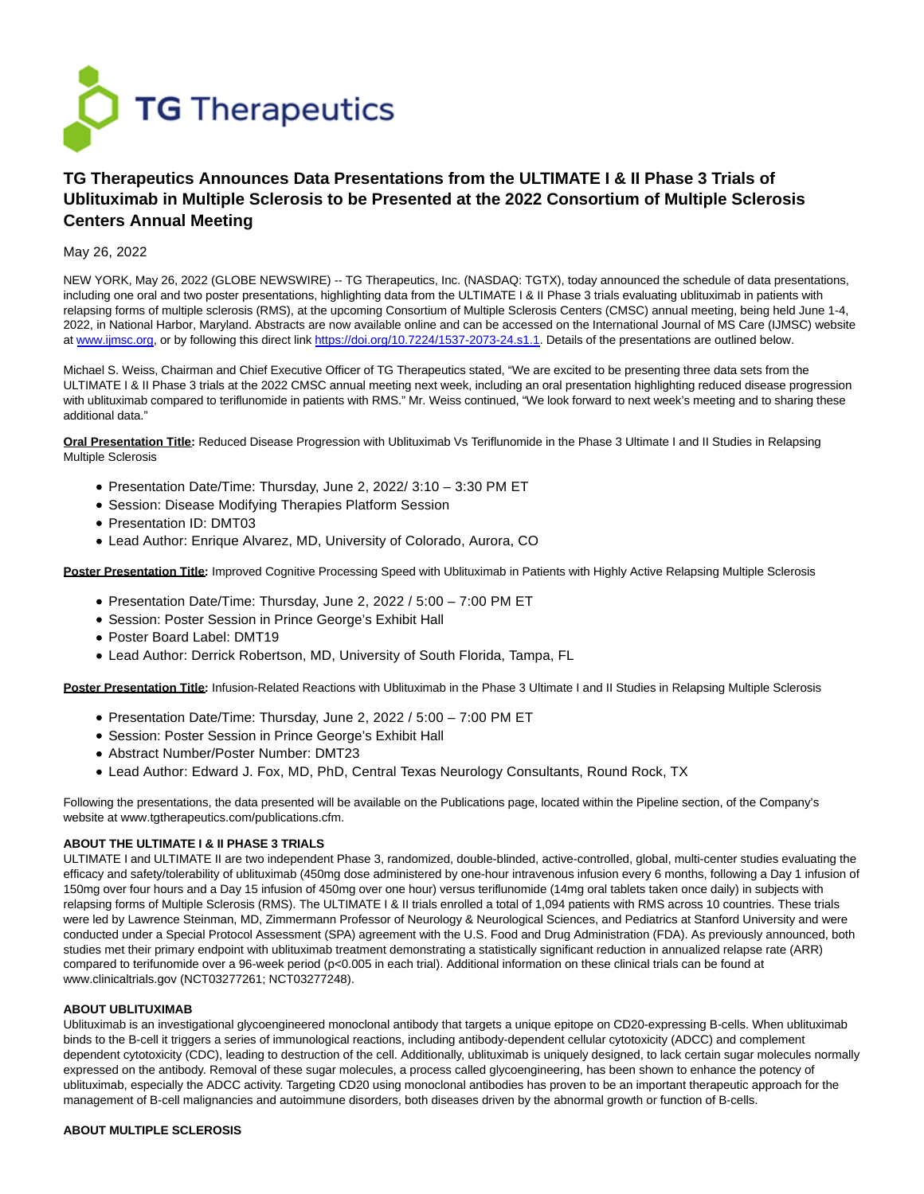TG Therapeutics

# TG Therapeutics Announces Data Presentations from the ULTIMATE I & II Phase 3 Trials of Ublituximab in Multiple Sclerosis to be Presented at the 2022 Consortium of Multiple Sclerosis Centers Annual Meeting

May 26, 2022

NEW YORK, May 26, 2022 (GLOBE NEWSWIRE) -- TG Therapeutics, Inc. (NASDAQ: TGTX), today announced the schedule of data presentations, including one oral and two poster presentations, highlighting data from the ULTIMATE I & II Phase 3 trials evaluating ublituximab in patients with relapsing forms of multiple sclerosis (RMS), at the upcoming Consortium of Multiple Sclerosis Centers (CMSC) annual meeting, being held June 1-4, 2022, in National Harbor, Maryland. Abstracts are now available online and can be accessed on the International Journal of MS Care (IJMSC) website at www.ijmsc.org, or by following this direct link https://doi.org/10.7224/1537-2073-24.s1.1. Details of the presentations are outlined below.

Michael S. Weiss, Chairman and Chief Executive Officer of TG Therapeutics stated, "We are excited to be presenting three data sets from the ULTIMATE I & II Phase 3 trials at the 2022 CMSC annual meeting next week, including an oral presentation highlighting reduced disease progression with ublituximab compared to teriflunomide in patients with RMS." Mr. Weiss continued, "We look forward to next week's meeting and to sharing these additional data."

**Oral Presentation Title:** Reduced Disease Progression with Ublituximab Vs Teriflunomide in the Phase 3 Ultimate I and II Studies in Relapsing Multiple Sclerosis

- Presentation Date/Time: Thursday, June 2, 2022/ 3:10 – 3:30 PM ET
- Session: Disease Modifying Therapies Platform Session
- Presentation ID: DMT03
- Lead Author: Enrique Alvarez, MD, University of Colorado, Aurora, CO

**Poster Presentation Title:** Improved Cognitive Processing Speed with Ublituximab in Patients with Highly Active Relapsing Multiple Sclerosis

- Presentation Date/Time: Thursday, June 2, 2022 / 5:00 – 7:00 PM ET
- Session: Poster Session in Prince George's Exhibit Hall
- Poster Board Label: DMT19
- Lead Author: Derrick Robertson, MD, University of South Florida, Tampa, FL

**Poster Presentation Title:** Infusion-Related Reactions with Ublituximab in the Phase 3 Ultimate I and II Studies in Relapsing Multiple Sclerosis

- Presentation Date/Time: Thursday, June 2, 2022 / 5:00 – 7:00 PM ET
- Session: Poster Session in Prince George's Exhibit Hall
- Abstract Number/Poster Number: DMT23
- Lead Author: Edward J. Fox, MD, PhD, Central Texas Neurology Consultants, Round Rock, TX

Following the presentations, the data presented will be available on the Publications page, located within the Pipeline section, of the Company's website at www.tgtherapeutics.com/publications.cfm.

**ABOUT THE ULTIMATE I & II PHASE 3 TRIALS**

ULTIMATE I and ULTIMATE II are two independent Phase 3, randomized, double-blinded, active-controlled, global, multi-center studies evaluating the efficacy and safety/tolerability of ublituximab (450mg dose administered by one-hour intravenous infusion every 6 months, following a Day 1 infusion of 150mg over four hours and a Day 15 infusion of 450mg over one hour) versus teriflunomide (14mg oral tablets taken once daily) in subjects with relapsing forms of Multiple Sclerosis (RMS). The ULTIMATE I & II trials enrolled a total of 1,094 patients with RMS across 10 countries. These trials were led by Lawrence Steinman, MD, Zimmermann Professor of Neurology & Neurological Sciences, and Pediatrics at Stanford University and were conducted under a Special Protocol Assessment (SPA) agreement with the U.S. Food and Drug Administration (FDA). As previously announced, both studies met their primary endpoint with ublituximab treatment demonstrating a statistically significant reduction in annualized relapse rate (ARR) compared to teriflunomide over a 96-week period ($p<0.005$ in each trial). Additional information on these clinical trials can be found at www.clinicaltrials.gov (NCT03277261; NCT03277248).

**ABOUT UBLITUXIMAB**

Ublituximab is an investigational glycoengineered monoclonal antibody that targets a unique epitope on CD20-expressing B-cells. When ublituximab binds to the B-cell it triggers a series of immunological reactions, including antibody-dependent cellular cytotoxicity (ADCC) and complement dependent cytotoxicity (CDC), leading to destruction of the cell. Additionally, ublituximab is uniquely designed, to lack certain sugar molecules normally expressed on the antibody. Removal of these sugar molecules, a process called glycoengineering, has been shown to enhance the potency of ublituximab, especially the ADCC activity. Targeting CD20 using monoclonal antibodies has proven to be an important therapeutic approach for the management of B-cell malignancies and autoimmune disorders, both diseases driven by the abnormal growth or function of B-cells.

**ABOUT MULTIPLE SCLEROSIS**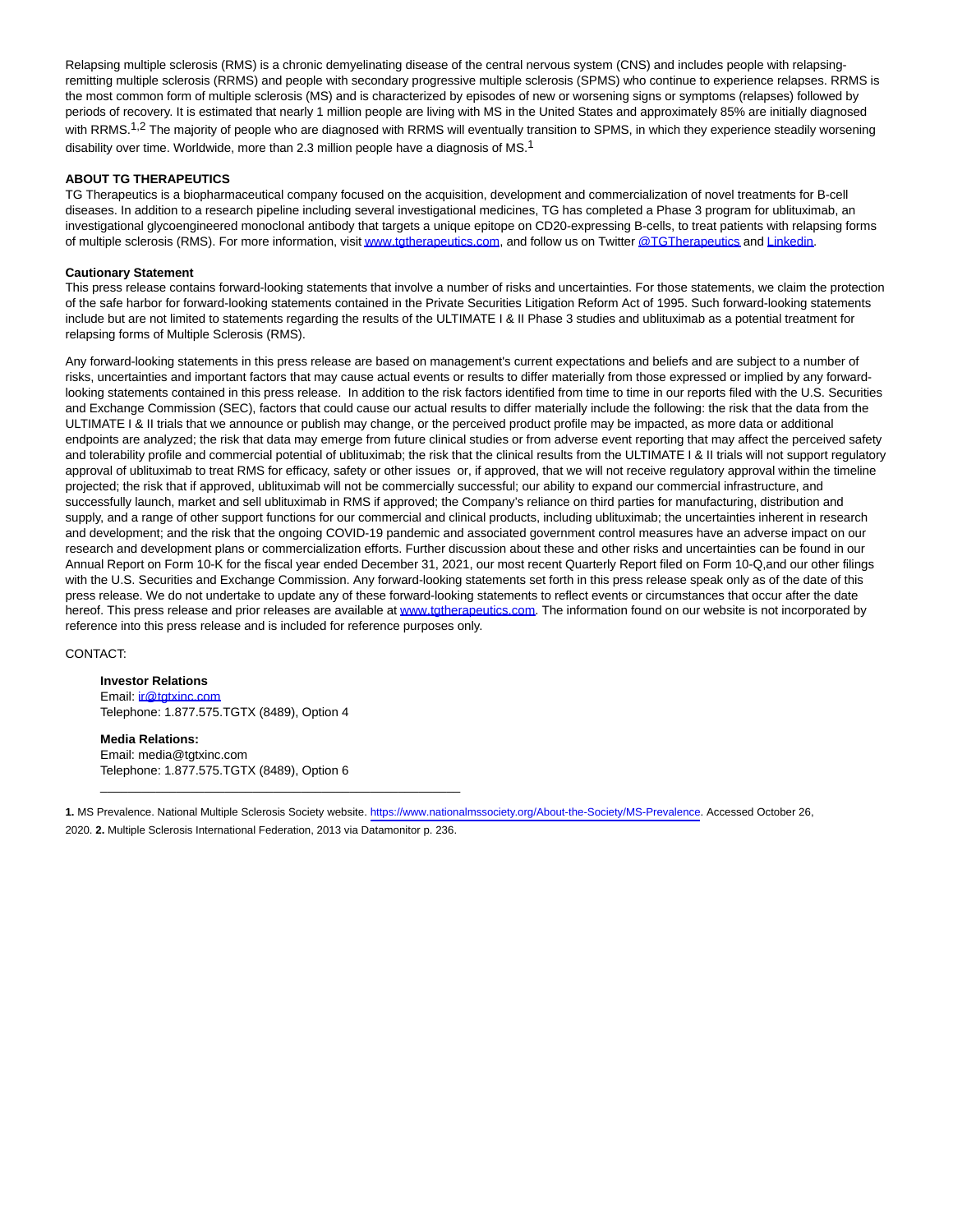Relapsing multiple sclerosis (RMS) is a chronic demyelinating disease of the central nervous system (CNS) and includes people with relapsing-remitting multiple sclerosis (RRMS) and people with secondary progressive multiple sclerosis (SPMS) who continue to experience relapses. RRMS is the most common form of multiple sclerosis (MS) and is characterized by episodes of new or worsening signs or symptoms (relapses) followed by periods of recovery. It is estimated that nearly 1 million people are living with MS in the United States and approximately 85% are initially diagnosed with RRMS.[1,2] The majority of people who are diagnosed with RRMS will eventually transition to SPMS, in which they experience steadily worsening disability over time. Worldwide, more than 2.3 million people have a diagnosis of MS.[1]

**ABOUT TG THERAPEUTICS**

TG Therapeutics is a biopharmaceutical company focused on the acquisition, development and commercialization of novel treatments for B-cell diseases. In addition to a research pipeline including several investigational medicines, TG has completed a Phase 3 program for ublituximab, an investigational glycoengineered monoclonal antibody that targets a unique epitope on CD20-expressing B-cells, to treat patients with relapsing forms of multiple sclerosis (RMS). For more information, visit www.tgtherapeutics.com, and follow us on Twitter @TGTherapeutics and Linkedin.

**Cautionary Statement**

This press release contains forward-looking statements that involve a number of risks and uncertainties. For those statements, we claim the protection of the safe harbor for forward-looking statements contained in the Private Securities Litigation Reform Act of 1995. Such forward-looking statements include but are not limited to statements regarding the results of the ULTIMATE I & II Phase 3 studies and ublituximab as a potential treatment for relapsing forms of Multiple Sclerosis (RMS).

Any forward-looking statements in this press release are based on management's current expectations and beliefs and are subject to a number of risks, uncertainties and important factors that may cause actual events or results to differ materially from those expressed or implied by any forward-looking statements contained in this press release. In addition to the risk factors identified from time to time in our reports filed with the U.S. Securities and Exchange Commission (SEC), factors that could cause our actual results to differ materially include the following: the risk that the data from the ULTIMATE I & II trials that we announce or publish may change, or the perceived product profile may be impacted, as more data or additional endpoints are analyzed; the risk that data may emerge from future clinical studies or from adverse event reporting that may affect the perceived safety and tolerability profile and commercial potential of ublituximab; the risk that the clinical results from the ULTIMATE I & II trials will not support regulatory approval of ublituximab to treat RMS for efficacy, safety or other issues or, if approved, that we will not receive regulatory approval within the timeline projected; the risk that if approved, ublituximab will not be commercially successful; our ability to expand our commercial infrastructure, and successfully launch, market and sell ublituximab in RMS if approved; the Company's reliance on third parties for manufacturing, distribution and supply, and a range of other support functions for our commercial and clinical products, including ublituximab; the uncertainties inherent in research and development; and the risk that the ongoing COVID-19 pandemic and associated government control measures have an adverse impact on our research and development plans or commercialization efforts. Further discussion about these and other risks and uncertainties can be found in our Annual Report on Form 10-K for the fiscal year ended December 31, 2021, our most recent Quarterly Report filed on Form 10-Q,and our other filings with the U.S. Securities and Exchange Commission. Any forward-looking statements set forth in this press release speak only as of the date of this press release. We do not undertake to update any of these forward-looking statements to reflect events or circumstances that occur after the date hereof. This press release and prior releases are available at www.tgtherapeutics.com. The information found on our website is not incorporated by reference into this press release and is included for reference purposes only.

CONTACT:

**Investor Relations**
Email: ir@tgtxinc.com
Telephone: 1.877.575.TGTX (8489), Option 4

**Media Relations:**
Email: media@tgtxinc.com
Telephone: 1.877.575.TGTX (8489), Option 6

---

**1.** MS Prevalence. National Multiple Sclerosis Society website. https://www.nationalmssociety.org/About-the-Society/MS-Prevalence. Accessed October 26, 2020. **2.** Multiple Sclerosis International Federation, 2013 via Datamonitor p. 236.